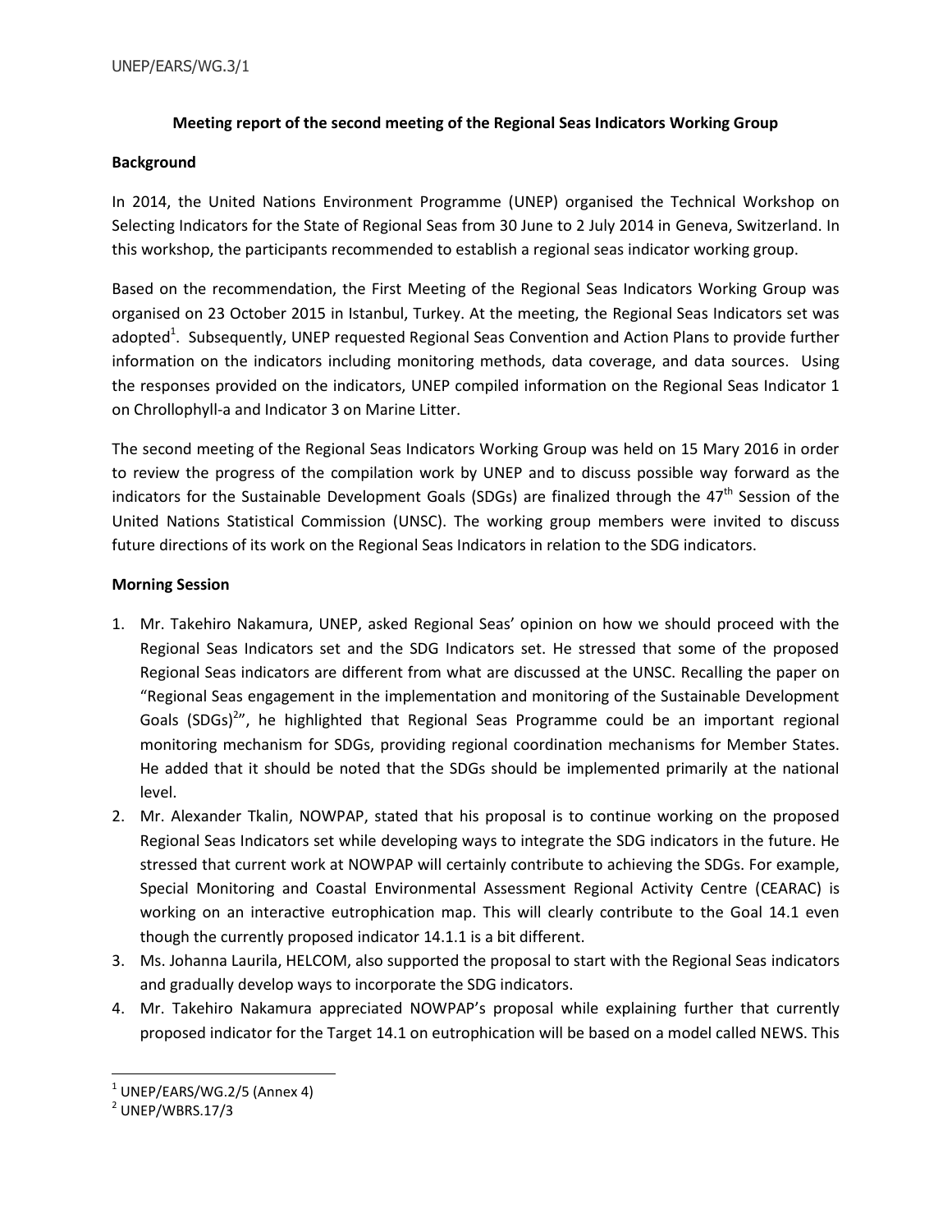UNEP/EARS/WG.3/1

**Meeting report of the second meeting of the Regional Seas Indicators Working Group**

**Background**

In 2014, the United Nations Environment Programme (UNEP) organised the Technical Workshop on Selecting Indicators for the State of Regional Seas from 30 June to 2 July 2014 in Geneva, Switzerland. In this workshop, the participants recommended to establish a regional seas indicator working group.

Based on the recommendation, the First Meeting of the Regional Seas Indicators Working Group was organised on 23 October 2015 in Istanbul, Turkey. At the meeting, the Regional Seas Indicators set was adopted[1]. Subsequently, UNEP requested Regional Seas Convention and Action Plans to provide further information on the indicators including monitoring methods, data coverage, and data sources. Using the responses provided on the indicators, UNEP compiled information on the Regional Seas Indicator 1 on Chrollophyll-a and Indicator 3 on Marine Litter.

The second meeting of the Regional Seas Indicators Working Group was held on 15 Mary 2016 in order to review the progress of the compilation work by UNEP and to discuss possible way forward as the indicators for the Sustainable Development Goals (SDGs) are finalized through the 47th Session of the United Nations Statistical Commission (UNSC). The working group members were invited to discuss future directions of its work on the Regional Seas Indicators in relation to the SDG indicators.

**Morning Session**

1. Mr. Takehiro Nakamura, UNEP, asked Regional Seas' opinion on how we should proceed with the Regional Seas Indicators set and the SDG Indicators set. He stressed that some of the proposed Regional Seas indicators are different from what are discussed at the UNSC. Recalling the paper on "Regional Seas engagement in the implementation and monitoring of the Sustainable Development Goals (SDGs)[2]", he highlighted that Regional Seas Programme could be an important regional monitoring mechanism for SDGs, providing regional coordination mechanisms for Member States. He added that it should be noted that the SDGs should be implemented primarily at the national level.
2. Mr. Alexander Tkalin, NOWPAP, stated that his proposal is to continue working on the proposed Regional Seas Indicators set while developing ways to integrate the SDG indicators in the future. He stressed that current work at NOWPAP will certainly contribute to achieving the SDGs. For example, Special Monitoring and Coastal Environmental Assessment Regional Activity Centre (CEARAC) is working on an interactive eutrophication map. This will clearly contribute to the Goal 14.1 even though the currently proposed indicator 14.1.1 is a bit different.
3. Ms. Johanna Laurila, HELCOM, also supported the proposal to start with the Regional Seas indicators and gradually develop ways to incorporate the SDG indicators.
4. Mr. Takehiro Nakamura appreciated NOWPAP's proposal while explaining further that currently proposed indicator for the Target 14.1 on eutrophication will be based on a model called NEWS. This

[1] UNEP/EARS/WG.2/5 (Annex 4)

[2] UNEP/WBRS.17/3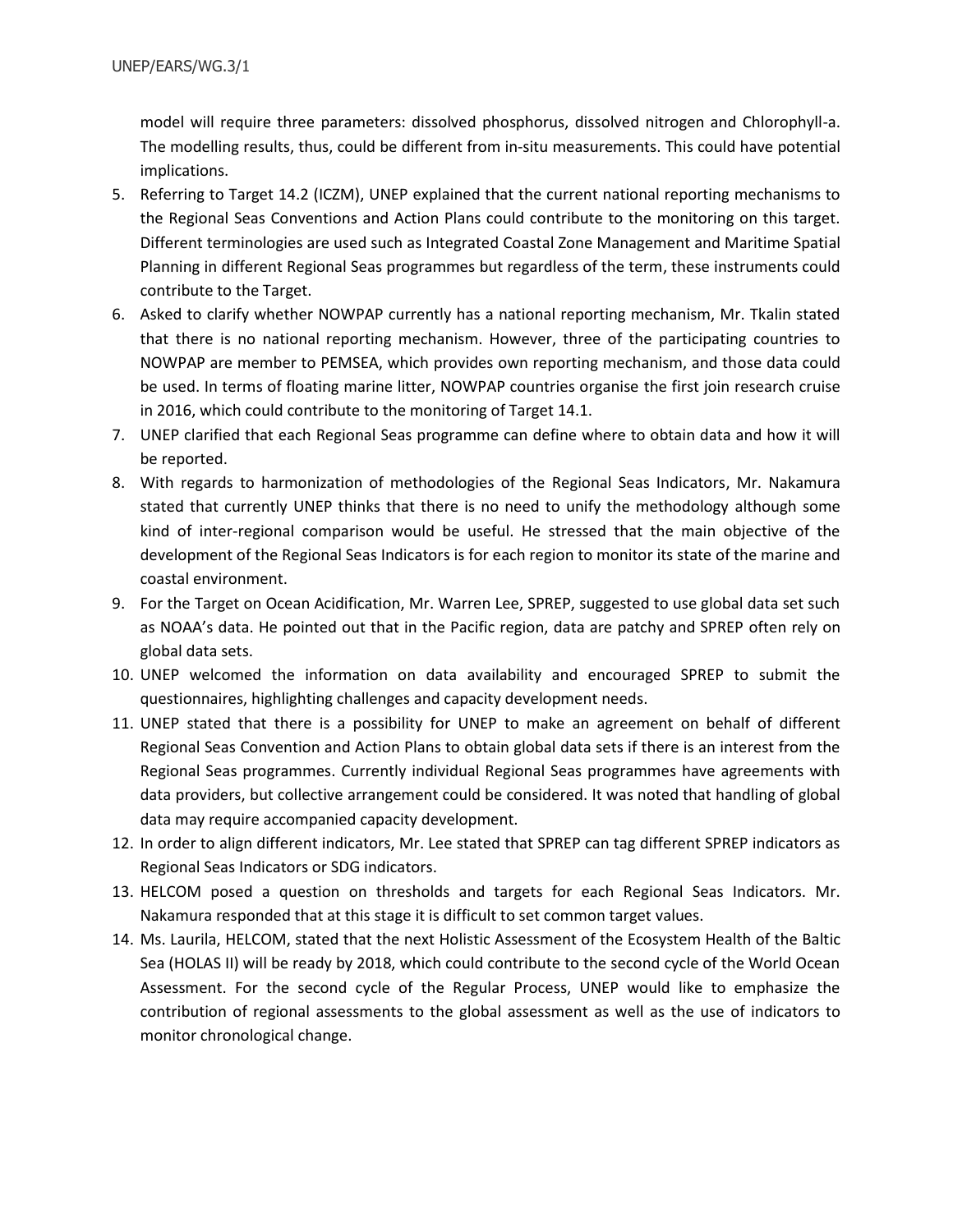model will require three parameters: dissolved phosphorus, dissolved nitrogen and Chlorophyll-a. The modelling results, thus, could be different from in-situ measurements. This could have potential implications.

5. Referring to Target 14.2 (ICZM), UNEP explained that the current national reporting mechanisms to the Regional Seas Conventions and Action Plans could contribute to the monitoring on this target. Different terminologies are used such as Integrated Coastal Zone Management and Maritime Spatial Planning in different Regional Seas programmes but regardless of the term, these instruments could contribute to the Target.
6. Asked to clarify whether NOWPAP currently has a national reporting mechanism, Mr. Tkalin stated that there is no national reporting mechanism. However, three of the participating countries to NOWPAP are member to PEMSEA, which provides own reporting mechanism, and those data could be used. In terms of floating marine litter, NOWPAP countries organise the first join research cruise in 2016, which could contribute to the monitoring of Target 14.1.
7. UNEP clarified that each Regional Seas programme can define where to obtain data and how it will be reported.
8. With regards to harmonization of methodologies of the Regional Seas Indicators, Mr. Nakamura stated that currently UNEP thinks that there is no need to unify the methodology although some kind of inter-regional comparison would be useful. He stressed that the main objective of the development of the Regional Seas Indicators is for each region to monitor its state of the marine and coastal environment.
9. For the Target on Ocean Acidification, Mr. Warren Lee, SPREP, suggested to use global data set such as NOAA's data. He pointed out that in the Pacific region, data are patchy and SPREP often rely on global data sets.
10. UNEP welcomed the information on data availability and encouraged SPREP to submit the questionnaires, highlighting challenges and capacity development needs.
11. UNEP stated that there is a possibility for UNEP to make an agreement on behalf of different Regional Seas Convention and Action Plans to obtain global data sets if there is an interest from the Regional Seas programmes. Currently individual Regional Seas programmes have agreements with data providers, but collective arrangement could be considered. It was noted that handling of global data may require accompanied capacity development.
12. In order to align different indicators, Mr. Lee stated that SPREP can tag different SPREP indicators as Regional Seas Indicators or SDG indicators.
13. HELCOM posed a question on thresholds and targets for each Regional Seas Indicators. Mr. Nakamura responded that at this stage it is difficult to set common target values.
14. Ms. Laurila, HELCOM, stated that the next Holistic Assessment of the Ecosystem Health of the Baltic Sea (HOLAS II) will be ready by 2018, which could contribute to the second cycle of the World Ocean Assessment. For the second cycle of the Regular Process, UNEP would like to emphasize the contribution of regional assessments to the global assessment as well as the use of indicators to monitor chronological change.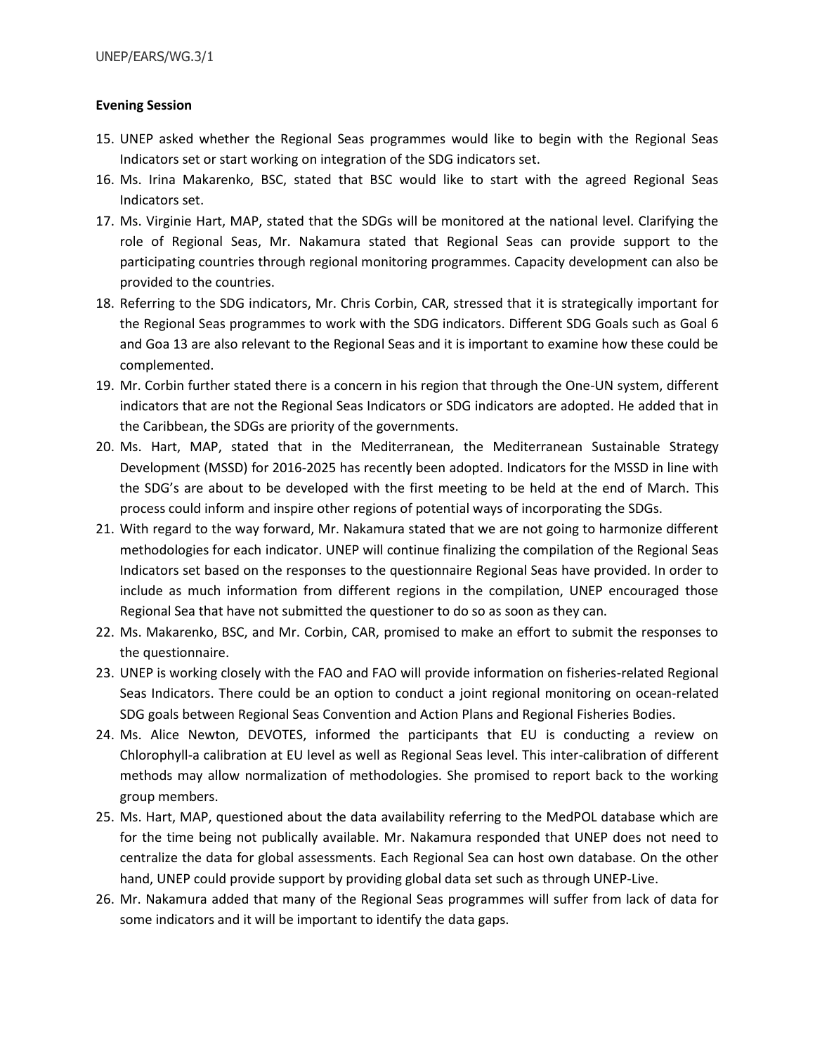**Evening Session**

15. UNEP asked whether the Regional Seas programmes would like to begin with the Regional Seas Indicators set or start working on integration of the SDG indicators set.
16. Ms. Irina Makarenko, BSC, stated that BSC would like to start with the agreed Regional Seas Indicators set.
17. Ms. Virginie Hart, MAP, stated that the SDGs will be monitored at the national level. Clarifying the role of Regional Seas, Mr. Nakamura stated that Regional Seas can provide support to the participating countries through regional monitoring programmes. Capacity development can also be provided to the countries.
18. Referring to the SDG indicators, Mr. Chris Corbin, CAR, stressed that it is strategically important for the Regional Seas programmes to work with the SDG indicators. Different SDG Goals such as Goal 6 and Goa 13 are also relevant to the Regional Seas and it is important to examine how these could be complemented.
19. Mr. Corbin further stated there is a concern in his region that through the One-UN system, different indicators that are not the Regional Seas Indicators or SDG indicators are adopted. He added that in the Caribbean, the SDGs are priority of the governments.
20. Ms. Hart, MAP, stated that in the Mediterranean, the Mediterranean Sustainable Strategy Development (MSSD) for 2016-2025 has recently been adopted. Indicators for the MSSD in line with the SDG's are about to be developed with the first meeting to be held at the end of March. This process could inform and inspire other regions of potential ways of incorporating the SDGs.
21. With regard to the way forward, Mr. Nakamura stated that we are not going to harmonize different methodologies for each indicator. UNEP will continue finalizing the compilation of the Regional Seas Indicators set based on the responses to the questionnaire Regional Seas have provided. In order to include as much information from different regions in the compilation, UNEP encouraged those Regional Sea that have not submitted the questioner to do so as soon as they can.
22. Ms. Makarenko, BSC, and Mr. Corbin, CAR, promised to make an effort to submit the responses to the questionnaire.
23. UNEP is working closely with the FAO and FAO will provide information on fisheries-related Regional Seas Indicators. There could be an option to conduct a joint regional monitoring on ocean-related SDG goals between Regional Seas Convention and Action Plans and Regional Fisheries Bodies.
24. Ms. Alice Newton, DEVOTES, informed the participants that EU is conducting a review on Chlorophyll-a calibration at EU level as well as Regional Seas level. This inter-calibration of different methods may allow normalization of methodologies. She promised to report back to the working group members.
25. Ms. Hart, MAP, questioned about the data availability referring to the MedPOL database which are for the time being not publically available. Mr. Nakamura responded that UNEP does not need to centralize the data for global assessments. Each Regional Sea can host own database. On the other hand, UNEP could provide support by providing global data set such as through UNEP-Live.
26. Mr. Nakamura added that many of the Regional Seas programmes will suffer from lack of data for some indicators and it will be important to identify the data gaps.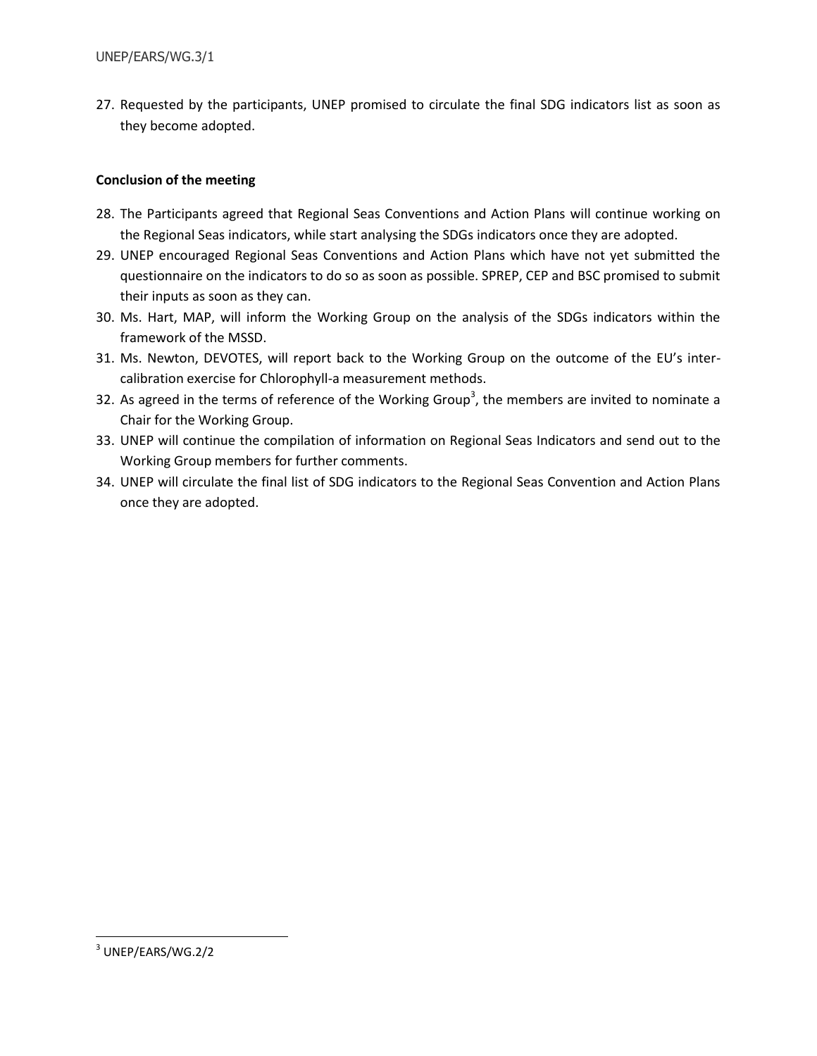27. Requested by the participants, UNEP promised to circulate the final SDG indicators list as soon as they become adopted.

**Conclusion of the meeting**

28. The Participants agreed that Regional Seas Conventions and Action Plans will continue working on the Regional Seas indicators, while start analysing the SDGs indicators once they are adopted.
29. UNEP encouraged Regional Seas Conventions and Action Plans which have not yet submitted the questionnaire on the indicators to do so as soon as possible. SPREP, CEP and BSC promised to submit their inputs as soon as they can.
30. Ms. Hart, MAP, will inform the Working Group on the analysis of the SDGs indicators within the framework of the MSSD.
31. Ms. Newton, DEVOTES, will report back to the Working Group on the outcome of the EU's inter-calibration exercise for Chlorophyll-a measurement methods.
32. As agreed in the terms of reference of the Working Group[3], the members are invited to nominate a Chair for the Working Group.
33. UNEP will continue the compilation of information on Regional Seas Indicators and send out to the Working Group members for further comments.
34. UNEP will circulate the final list of SDG indicators to the Regional Seas Convention and Action Plans once they are adopted.

[3] UNEP/EARS/WG.2/2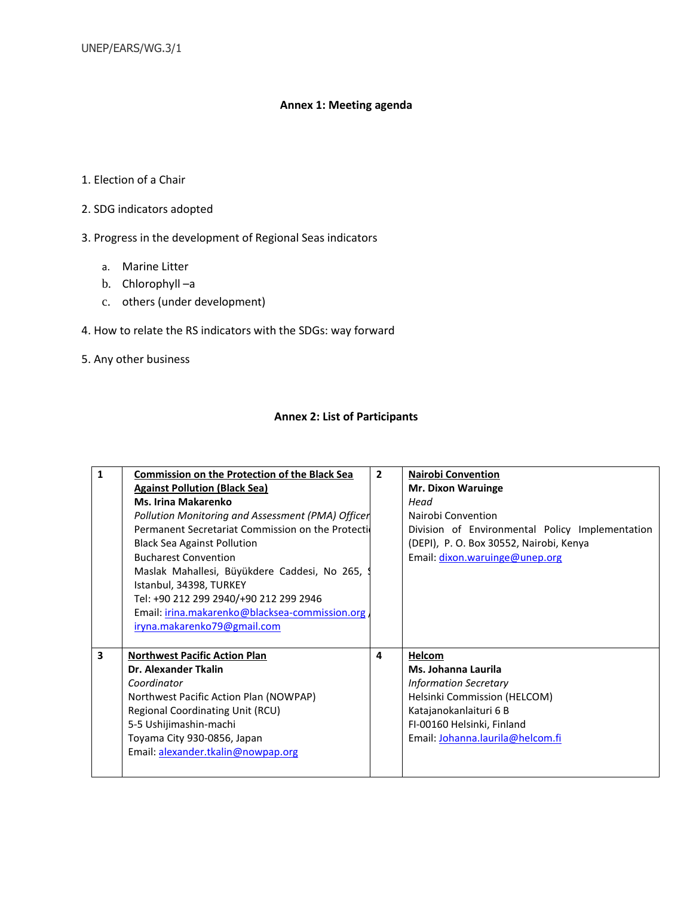## Annex 1: Meeting agenda

1. Election of a Chair
2. SDG indicators adopted
3. Progress in the development of Regional Seas indicators
   a. Marine Litter
   b. Chlorophyll –a
   c. others (under development)
4. How to relate the RS indicators with the SDGs: way forward
5. Any other business

## Annex 2: List of Participants

| | | | |
|---|---|---|---|
| 1 | **Commission on the Protection of the Black Sea Against Pollution (Black Sea)**<br>**Ms. Irina Makarenko**<br>*Pollution Monitoring and Assessment (PMA) Officer*<br>Permanent Secretariat Commission on the Protecti<br>Black Sea Against Pollution<br>Bucharest Convention<br>Maslak Mahallesi, Büyükdere Caddesi, No 265, S<br>Istanbul, 34398, TURKEY<br>Tel: +90 212 299 2940/+90 212 299 2946<br>Email: irina.makarenko@blacksea-commission.org /<br>iryna.makarenko79@gmail.com | 2 | **Nairobi Convention**<br>**Mr. Dixon Waruinge**<br>*Head*<br>Nairobi Convention<br>Division of Environmental Policy Implementation (DEPI), P. O. Box 30552, Nairobi, Kenya<br>Email: dixon.waruinge@unep.org |
| 3 | **Northwest Pacific Action Plan**<br>**Dr. Alexander Tkalin**<br>*Coordinator*<br>Northwest Pacific Action Plan (NOWPAP)<br>Regional Coordinating Unit (RCU)<br>5-5 Ushijimashin-machi<br>Toyama City 930-0856, Japan<br>Email: alexander.tkalin@nowpap.org | 4 | **Helcom**<br>**Ms. Johanna Laurila**<br>*Information Secretary*<br>Helsinki Commission (HELCOM)<br>Katajanokanlaituri 6 B<br>FI-00160 Helsinki, Finland<br>Email: Johanna.laurila@helcom.fi |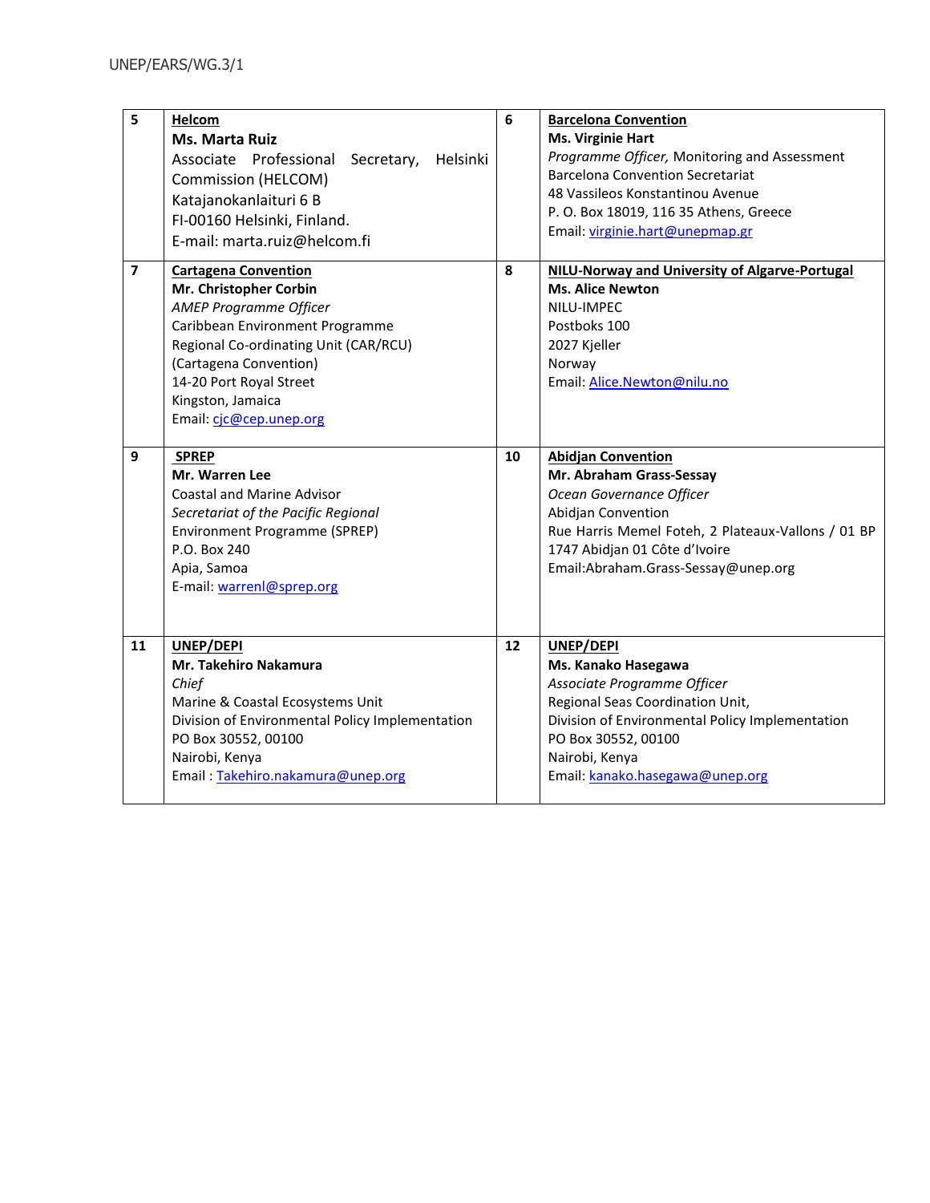| | | | |
|---|---|---|---|
| 5 | **Helcom**<br>**Ms. Marta Ruiz**<br>Associate Professional Secretary, Helsinki Commission (HELCOM)<br>Katajanokanlaituri 6 B<br>FI-00160 Helsinki, Finland.<br>E-mail: marta.ruiz@helcom.fi | 6 | **Barcelona Convention**<br>**Ms. Virginie Hart**<br>*Programme Officer,* Monitoring and Assessment<br>Barcelona Convention Secretariat<br>48 Vassileos Konstantinou Avenue<br>P. O. Box 18019, 116 35 Athens, Greece<br>Email: virginie.hart@unepmap.gr |
| 7 | **Cartagena Convention**<br>**Mr. Christopher Corbin**<br>*AMEP Programme Officer*<br>Caribbean Environment Programme<br>Regional Co-ordinating Unit (CAR/RCU)<br>(Cartagena Convention)<br>14-20 Port Royal Street<br>Kingston, Jamaica<br>Email: cjc@cep.unep.org | 8 | **NILU-Norway and University of Algarve-Portugal**<br>**Ms. Alice Newton**<br>NILU-IMPEC<br>Postboks 100<br>2027 Kjeller<br>Norway<br>Email: Alice.Newton@nilu.no |
| 9 | **SPREP**<br>**Mr. Warren Lee**<br>Coastal and Marine Advisor<br>*Secretariat of the Pacific Regional*<br>Environment Programme (SPREP)<br>P.O. Box 240<br>Apia, Samoa<br>E-mail: warrenl@sprep.org | 10 | **Abidjan Convention**<br>**Mr. Abraham Grass-Sessay**<br>*Ocean Governance Officer*<br>Abidjan Convention<br>Rue Harris Memel Foteh, 2 Plateaux-Vallons / 01 BP 1747 Abidjan 01 Côte d'Ivoire<br>Email:Abraham.Grass-Sessay@unep.org |
| 11 | **UNEP/DEPI**<br>**Mr. Takehiro Nakamura**<br>*Chief*<br>Marine & Coastal Ecosystems Unit<br>Division of Environmental Policy Implementation<br>PO Box 30552, 00100<br>Nairobi, Kenya<br>Email : Takehiro.nakamura@unep.org | 12 | **UNEP/DEPI**<br>**Ms. Kanako Hasegawa**<br>*Associate Programme Officer*<br>Regional Seas Coordination Unit,<br>Division of Environmental Policy Implementation<br>PO Box 30552, 00100<br>Nairobi, Kenya<br>Email: kanako.hasegawa@unep.org |